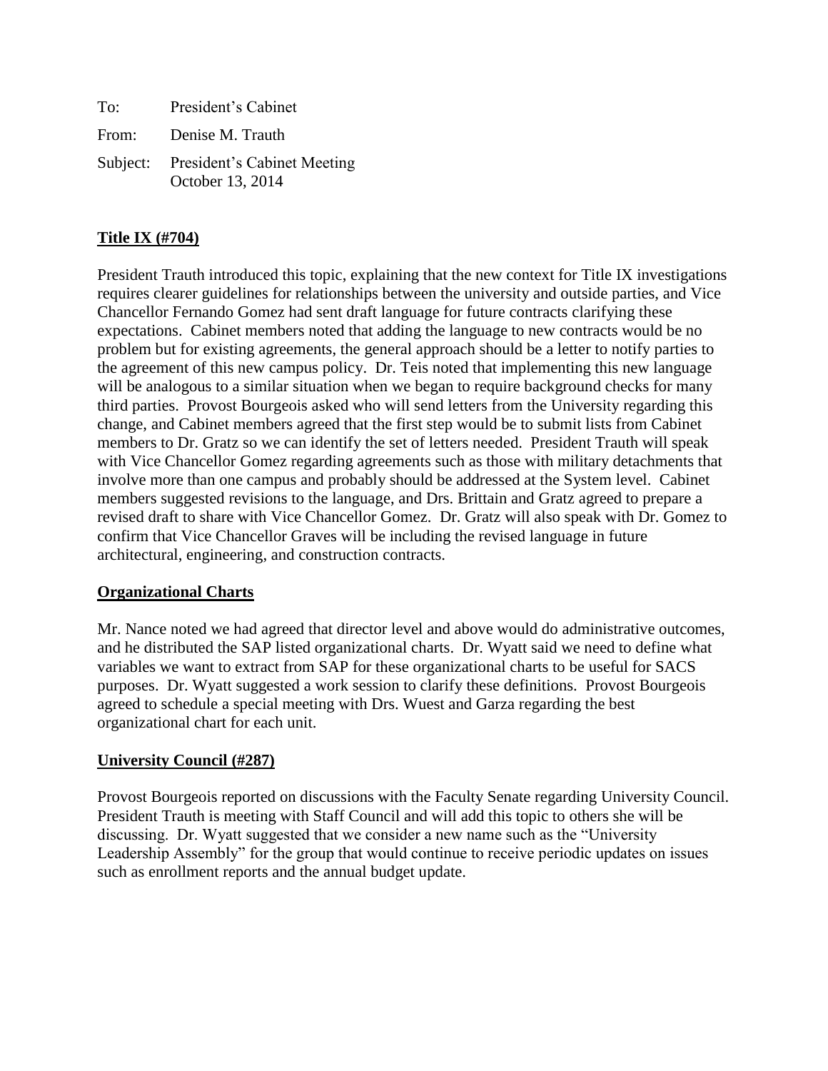To: President's Cabinet

From: Denise M. Trauth

Subject: President's Cabinet Meeting
October 13, 2014

**Title IX (#704)**

President Trauth introduced this topic, explaining that the new context for Title IX investigations requires clearer guidelines for relationships between the university and outside parties, and Vice Chancellor Fernando Gomez had sent draft language for future contracts clarifying these expectations. Cabinet members noted that adding the language to new contracts would be no problem but for existing agreements, the general approach should be a letter to notify parties to the agreement of this new campus policy. Dr. Teis noted that implementing this new language will be analogous to a similar situation when we began to require background checks for many third parties. Provost Bourgeois asked who will send letters from the University regarding this change, and Cabinet members agreed that the first step would be to submit lists from Cabinet members to Dr. Gratz so we can identify the set of letters needed. President Trauth will speak with Vice Chancellor Gomez regarding agreements such as those with military detachments that involve more than one campus and probably should be addressed at the System level. Cabinet members suggested revisions to the language, and Drs. Brittain and Gratz agreed to prepare a revised draft to share with Vice Chancellor Gomez. Dr. Gratz will also speak with Dr. Gomez to confirm that Vice Chancellor Graves will be including the revised language in future architectural, engineering, and construction contracts.

**Organizational Charts**

Mr. Nance noted we had agreed that director level and above would do administrative outcomes, and he distributed the SAP listed organizational charts. Dr. Wyatt said we need to define what variables we want to extract from SAP for these organizational charts to be useful for SACS purposes. Dr. Wyatt suggested a work session to clarify these definitions. Provost Bourgeois agreed to schedule a special meeting with Drs. Wuest and Garza regarding the best organizational chart for each unit.

**University Council (#287)**

Provost Bourgeois reported on discussions with the Faculty Senate regarding University Council. President Trauth is meeting with Staff Council and will add this topic to others she will be discussing. Dr. Wyatt suggested that we consider a new name such as the "University Leadership Assembly" for the group that would continue to receive periodic updates on issues such as enrollment reports and the annual budget update.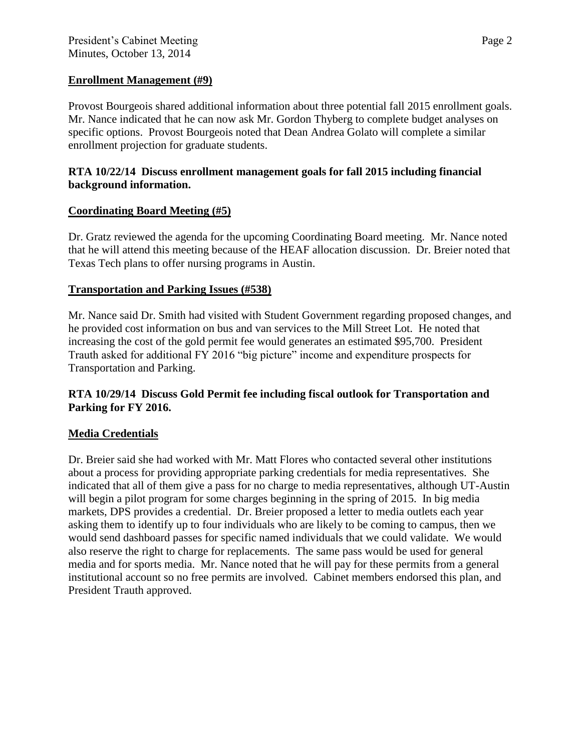## Enrollment Management (#9)

Provost Bourgeois shared additional information about three potential fall 2015 enrollment goals. Mr. Nance indicated that he can now ask Mr. Gordon Thyberg to complete budget analyses on specific options. Provost Bourgeois noted that Dean Andrea Golato will complete a similar enrollment projection for graduate students.

**RTA 10/22/14 Discuss enrollment management goals for fall 2015 including financial background information.**

## Coordinating Board Meeting (#5)

Dr. Gratz reviewed the agenda for the upcoming Coordinating Board meeting. Mr. Nance noted that he will attend this meeting because of the HEAF allocation discussion. Dr. Breier noted that Texas Tech plans to offer nursing programs in Austin.

## Transportation and Parking Issues (#538)

Mr. Nance said Dr. Smith had visited with Student Government regarding proposed changes, and he provided cost information on bus and van services to the Mill Street Lot. He noted that increasing the cost of the gold permit fee would generates an estimated $95,700. President Trauth asked for additional FY 2016 "big picture" income and expenditure prospects for Transportation and Parking.

**RTA 10/29/14 Discuss Gold Permit fee including fiscal outlook for Transportation and Parking for FY 2016.**

## Media Credentials

Dr. Breier said she had worked with Mr. Matt Flores who contacted several other institutions about a process for providing appropriate parking credentials for media representatives. She indicated that all of them give a pass for no charge to media representatives, although UT-Austin will begin a pilot program for some charges beginning in the spring of 2015. In big media markets, DPS provides a credential. Dr. Breier proposed a letter to media outlets each year asking them to identify up to four individuals who are likely to be coming to campus, then we would send dashboard passes for specific named individuals that we could validate. We would also reserve the right to charge for replacements. The same pass would be used for general media and for sports media. Mr. Nance noted that he will pay for these permits from a general institutional account so no free permits are involved. Cabinet members endorsed this plan, and President Trauth approved.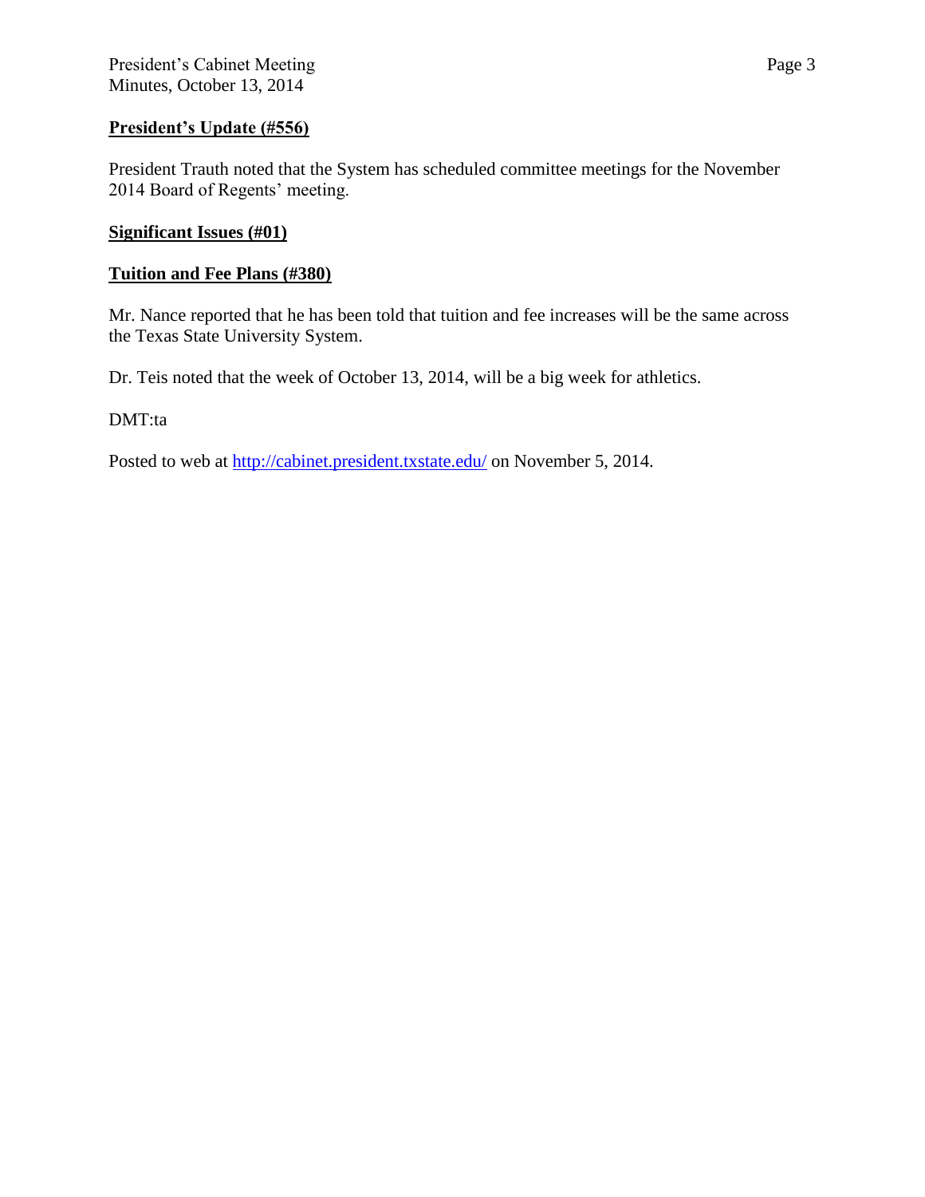**President's Update (#556)**

President Trauth noted that the System has scheduled committee meetings for the November 2014 Board of Regents' meeting.

**Significant Issues (#01)**

**Tuition and Fee Plans (#380)**

Mr. Nance reported that he has been told that tuition and fee increases will be the same across the Texas State University System.

Dr. Teis noted that the week of October 13, 2014, will be a big week for athletics.

DMT:ta

Posted to web at http://cabinet.president.txstate.edu/ on November 5, 2014.